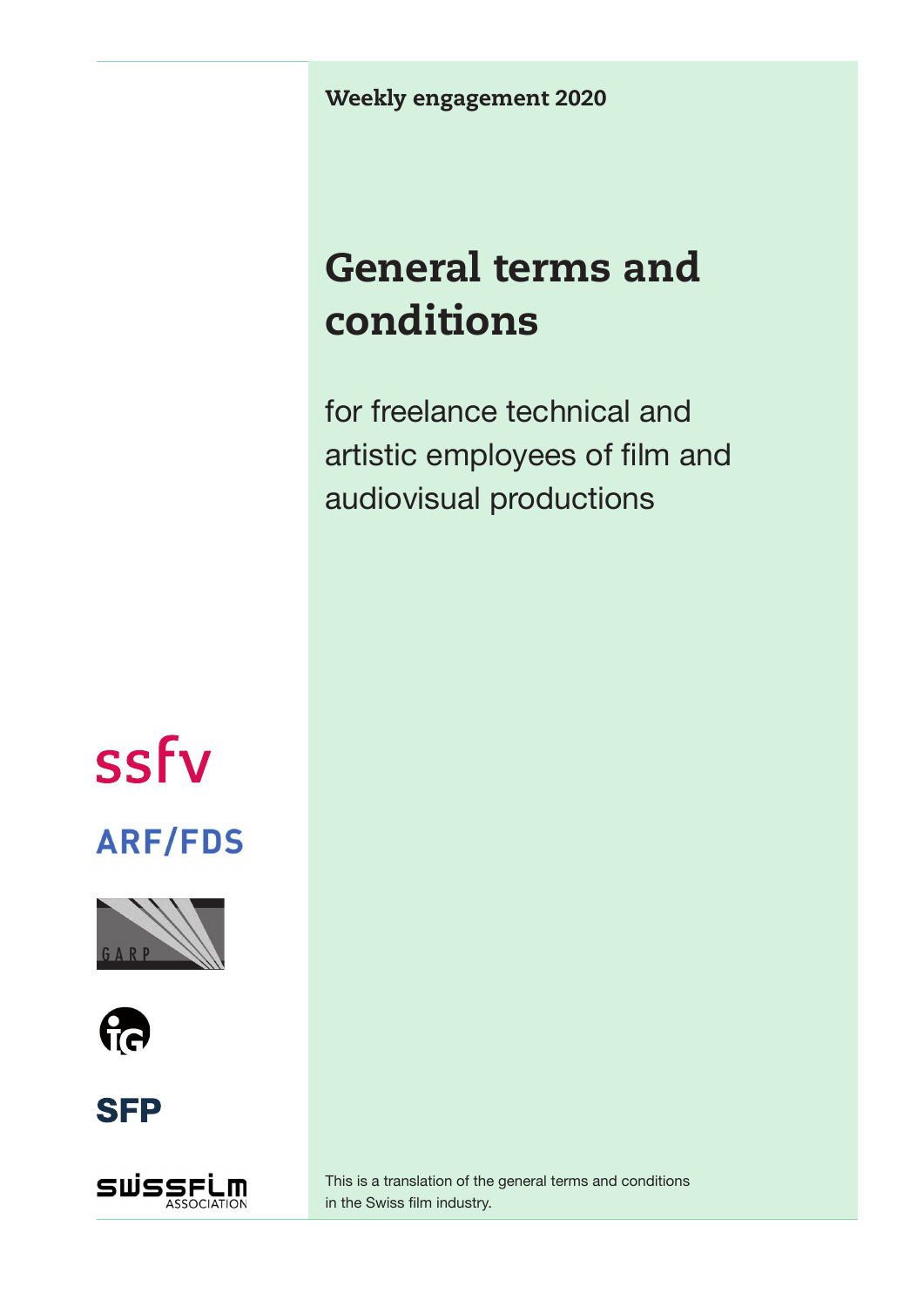Weekly engagement 2020

# General terms and conditions

for freelance technical and artistic employees of film and audiovisual productions

ssfv

ARF/FDS

GARP

SFP

SWISSFILM ASSOCIATION

This is a translation of the general terms and conditions in the Swiss film industry.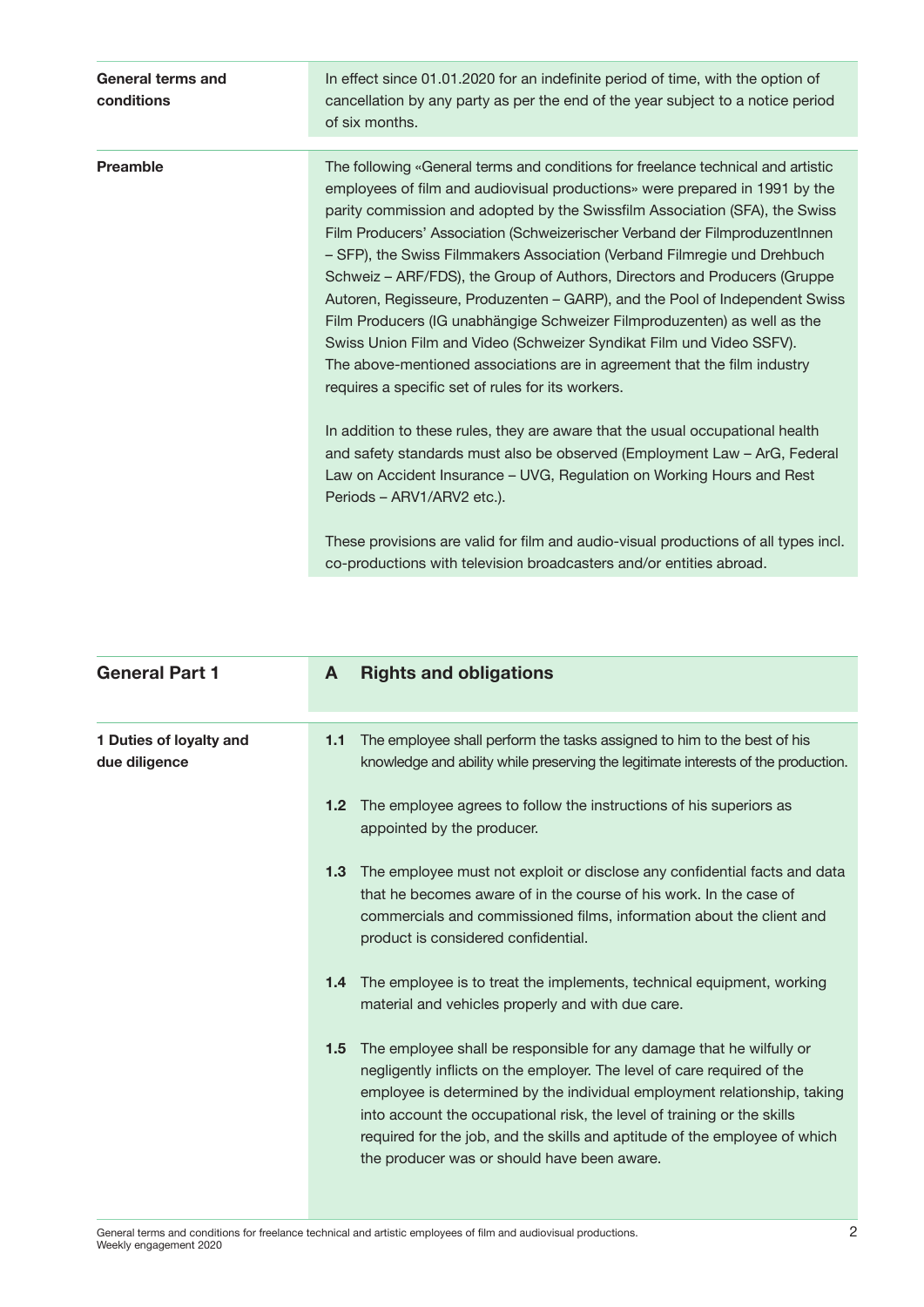**General terms and conditions**

In effect since 01.01.2020 for an indefinite period of time, with the option of cancellation by any party as per the end of the year subject to a notice period of six months.

**Preamble**

The following «General terms and conditions for freelance technical and artistic employees of film and audiovisual productions» were prepared in 1991 by the parity commission and adopted by the Swissfilm Association (SFA), the Swiss Film Producers' Association (Schweizerischer Verband der FilmproduzentInnen – SFP), the Swiss Filmmakers Association (Verband Filmregie und Drehbuch Schweiz – ARF/FDS), the Group of Authors, Directors and Producers (Gruppe Autoren, Regisseure, Produzenten – GARP), and the Pool of Independent Swiss Film Producers (IG unabhängige Schweizer Filmproduzenten) as well as the Swiss Union Film and Video (Schweizer Syndikat Film und Video SSFV). The above-mentioned associations are in agreement that the film industry requires a specific set of rules for its workers.

In addition to these rules, they are aware that the usual occupational health and safety standards must also be observed (Employment Law – ArG, Federal Law on Accident Insurance – UVG, Regulation on Working Hours and Rest Periods – ARV1/ARV2 etc.).

These provisions are valid for film and audio-visual productions of all types incl. co-productions with television broadcasters and/or entities abroad.

## General Part 1

## A Rights and obligations

**1 Duties of loyalty and due diligence**

**1.1** The employee shall perform the tasks assigned to him to the best of his knowledge and ability while preserving the legitimate interests of the production.

**1.2** The employee agrees to follow the instructions of his superiors as appointed by the producer.

**1.3** The employee must not exploit or disclose any confidential facts and data that he becomes aware of in the course of his work. In the case of commercials and commissioned films, information about the client and product is considered confidential.

**1.4** The employee is to treat the implements, technical equipment, working material and vehicles properly and with due care.

**1.5** The employee shall be responsible for any damage that he wilfully or negligently inflicts on the employer. The level of care required of the employee is determined by the individual employment relationship, taking into account the occupational risk, the level of training or the skills required for the job, and the skills and aptitude of the employee of which the producer was or should have been aware.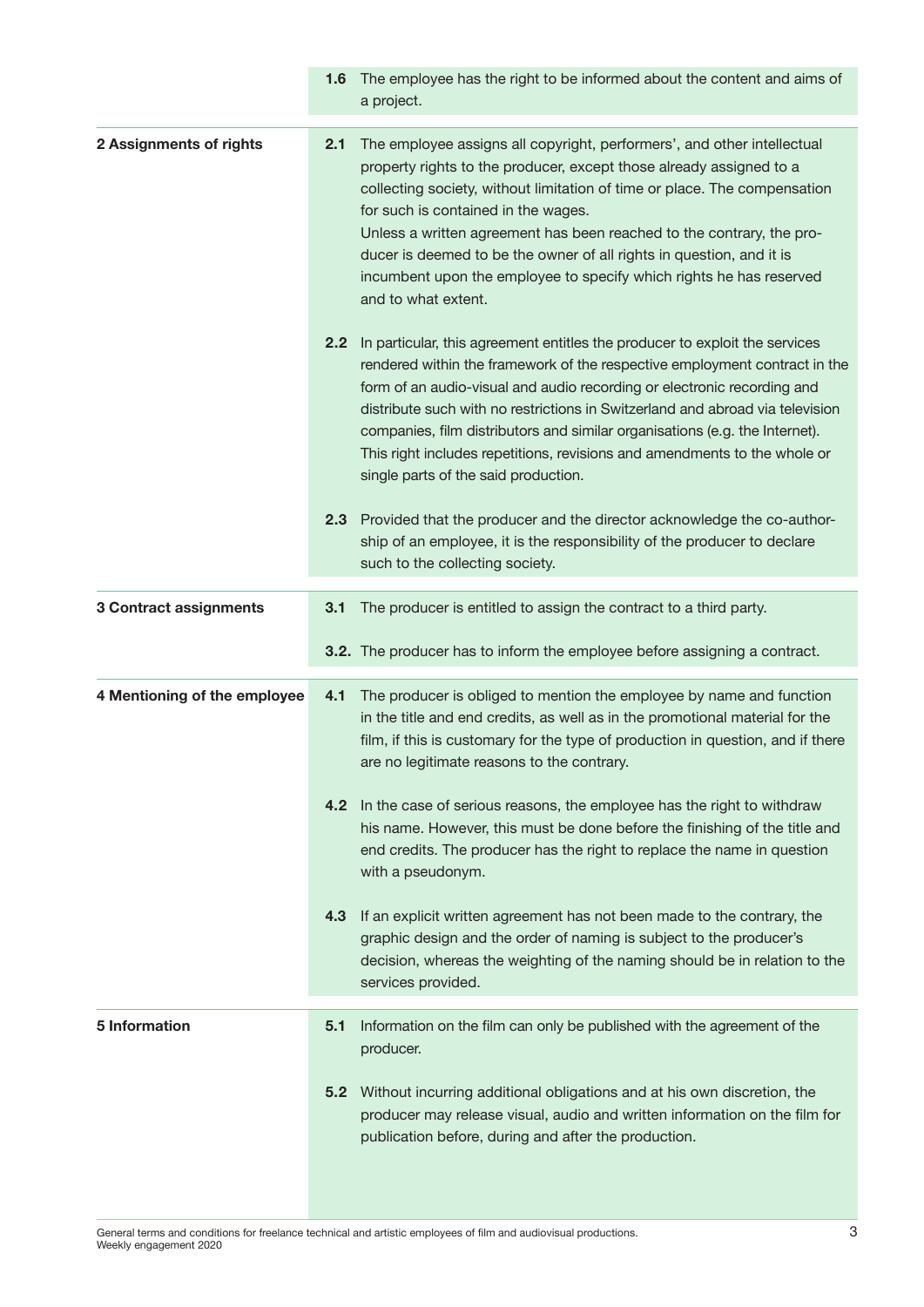**1.6** The employee has the right to be informed about the content and aims of a project.

## 2 Assignments of rights

**2.1** The employee assigns all copyright, performers', and other intellectual property rights to the producer, except those already assigned to a collecting society, without limitation of time or place. The compensation for such is contained in the wages.
Unless a written agreement has been reached to the contrary, the producer is deemed to be the owner of all rights in question, and it is incumbent upon the employee to specify which rights he has reserved and to what extent.

**2.2** In particular, this agreement entitles the producer to exploit the services rendered within the framework of the respective employment contract in the form of an audio-visual and audio recording or electronic recording and distribute such with no restrictions in Switzerland and abroad via television companies, film distributors and similar organisations (e.g. the Internet). This right includes repetitions, revisions and amendments to the whole or single parts of the said production.

**2.3** Provided that the producer and the director acknowledge the co-authorship of an employee, it is the responsibility of the producer to declare such to the collecting society.

## 3 Contract assignments

**3.1** The producer is entitled to assign the contract to a third party.

**3.2.** The producer has to inform the employee before assigning a contract.

## 4 Mentioning of the employee

**4.1** The producer is obliged to mention the employee by name and function in the title and end credits, as well as in the promotional material for the film, if this is customary for the type of production in question, and if there are no legitimate reasons to the contrary.

**4.2** In the case of serious reasons, the employee has the right to withdraw his name. However, this must be done before the finishing of the title and end credits. The producer has the right to replace the name in question with a pseudonym.

**4.3** If an explicit written agreement has not been made to the contrary, the graphic design and the order of naming is subject to the producer's decision, whereas the weighting of the naming should be in relation to the services provided.

## 5 Information

**5.1** Information on the film can only be published with the agreement of the producer.

**5.2** Without incurring additional obligations and at his own discretion, the producer may release visual, audio and written information on the film for publication before, during and after the production.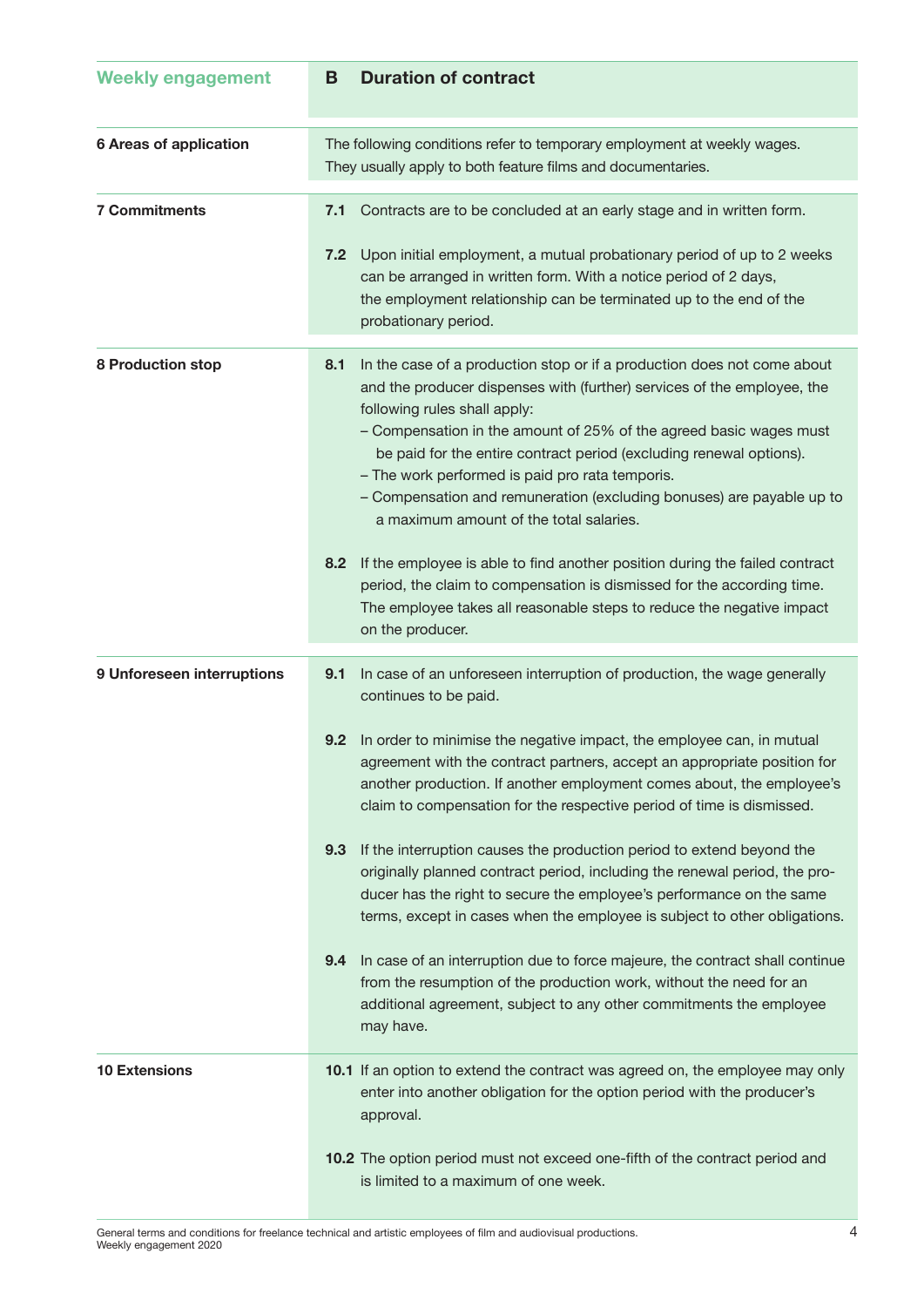**Weekly engagement**

## B Duration of contract

### 6 Areas of application

The following conditions refer to temporary employment at weekly wages. They usually apply to both feature films and documentaries.

### 7 Commitments

**7.1** Contracts are to be concluded at an early stage and in written form.

**7.2** Upon initial employment, a mutual probationary period of up to 2 weeks can be arranged in written form. With a notice period of 2 days, the employment relationship can be terminated up to the end of the probationary period.

### 8 Production stop

**8.1** In the case of a production stop or if a production does not come about and the producer dispenses with (further) services of the employee, the following rules shall apply:
- Compensation in the amount of 25% of the agreed basic wages must be paid for the entire contract period (excluding renewal options).
- The work performed is paid pro rata temporis.
- Compensation and remuneration (excluding bonuses) are payable up to a maximum amount of the total salaries.

**8.2** If the employee is able to find another position during the failed contract period, the claim to compensation is dismissed for the according time. The employee takes all reasonable steps to reduce the negative impact on the producer.

### 9 Unforeseen interruptions

**9.1** In case of an unforeseen interruption of production, the wage generally continues to be paid.

**9.2** In order to minimise the negative impact, the employee can, in mutual agreement with the contract partners, accept an appropriate position for another production. If another employment comes about, the employee's claim to compensation for the respective period of time is dismissed.

**9.3** If the interruption causes the production period to extend beyond the originally planned contract period, including the renewal period, the producer has the right to secure the employee's performance on the same terms, except in cases when the employee is subject to other obligations.

**9.4** In case of an interruption due to force majeure, the contract shall continue from the resumption of the production work, without the need for an additional agreement, subject to any other commitments the employee may have.

### 10 Extensions

**10.1** If an option to extend the contract was agreed on, the employee may only enter into another obligation for the option period with the producer's approval.

**10.2** The option period must not exceed one-fifth of the contract period and is limited to a maximum of one week.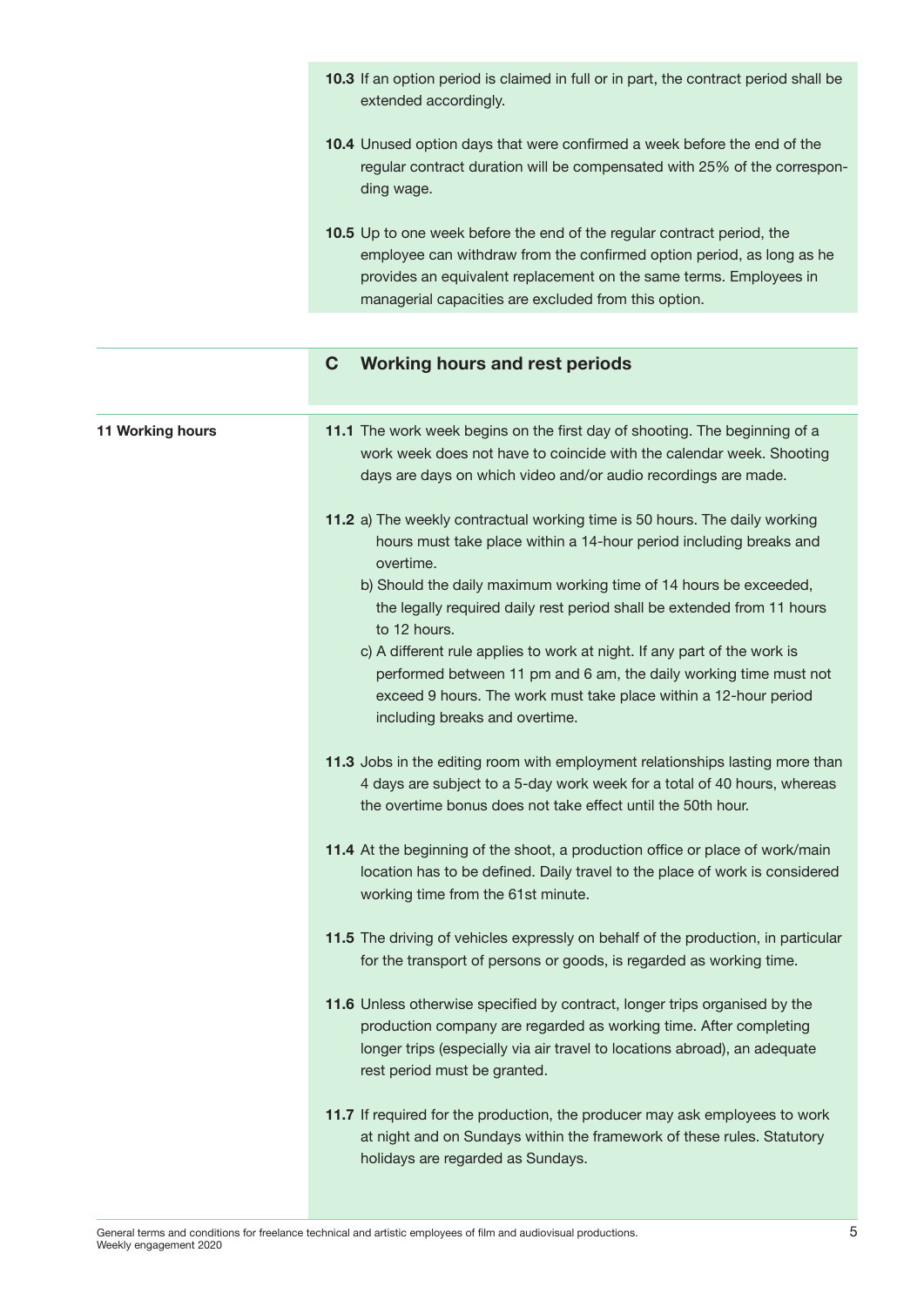**10.3** If an option period is claimed in full or in part, the contract period shall be extended accordingly.

**10.4** Unused option days that were confirmed a week before the end of the regular contract duration will be compensated with 25% of the corresponding wage.

**10.5** Up to one week before the end of the regular contract period, the employee can withdraw from the confirmed option period, as long as he provides an equivalent replacement on the same terms. Employees in managerial capacities are excluded from this option.

## C Working hours and rest periods

### 11 Working hours

**11.1** The work week begins on the first day of shooting. The beginning of a work week does not have to coincide with the calendar week. Shooting days are days on which video and/or audio recordings are made.

**11.2** a) The weekly contractual working time is 50 hours. The daily working hours must take place within a 14-hour period including breaks and overtime.

b) Should the daily maximum working time of 14 hours be exceeded, the legally required daily rest period shall be extended from 11 hours to 12 hours.

c) A different rule applies to work at night. If any part of the work is performed between 11 pm and 6 am, the daily working time must not exceed 9 hours. The work must take place within a 12-hour period including breaks and overtime.

**11.3** Jobs in the editing room with employment relationships lasting more than 4 days are subject to a 5-day work week for a total of 40 hours, whereas the overtime bonus does not take effect until the 50th hour.

**11.4** At the beginning of the shoot, a production office or place of work/main location has to be defined. Daily travel to the place of work is considered working time from the 61st minute.

**11.5** The driving of vehicles expressly on behalf of the production, in particular for the transport of persons or goods, is regarded as working time.

**11.6** Unless otherwise specified by contract, longer trips organised by the production company are regarded as working time. After completing longer trips (especially via air travel to locations abroad), an adequate rest period must be granted.

**11.7** If required for the production, the producer may ask employees to work at night and on Sundays within the framework of these rules. Statutory holidays are regarded as Sundays.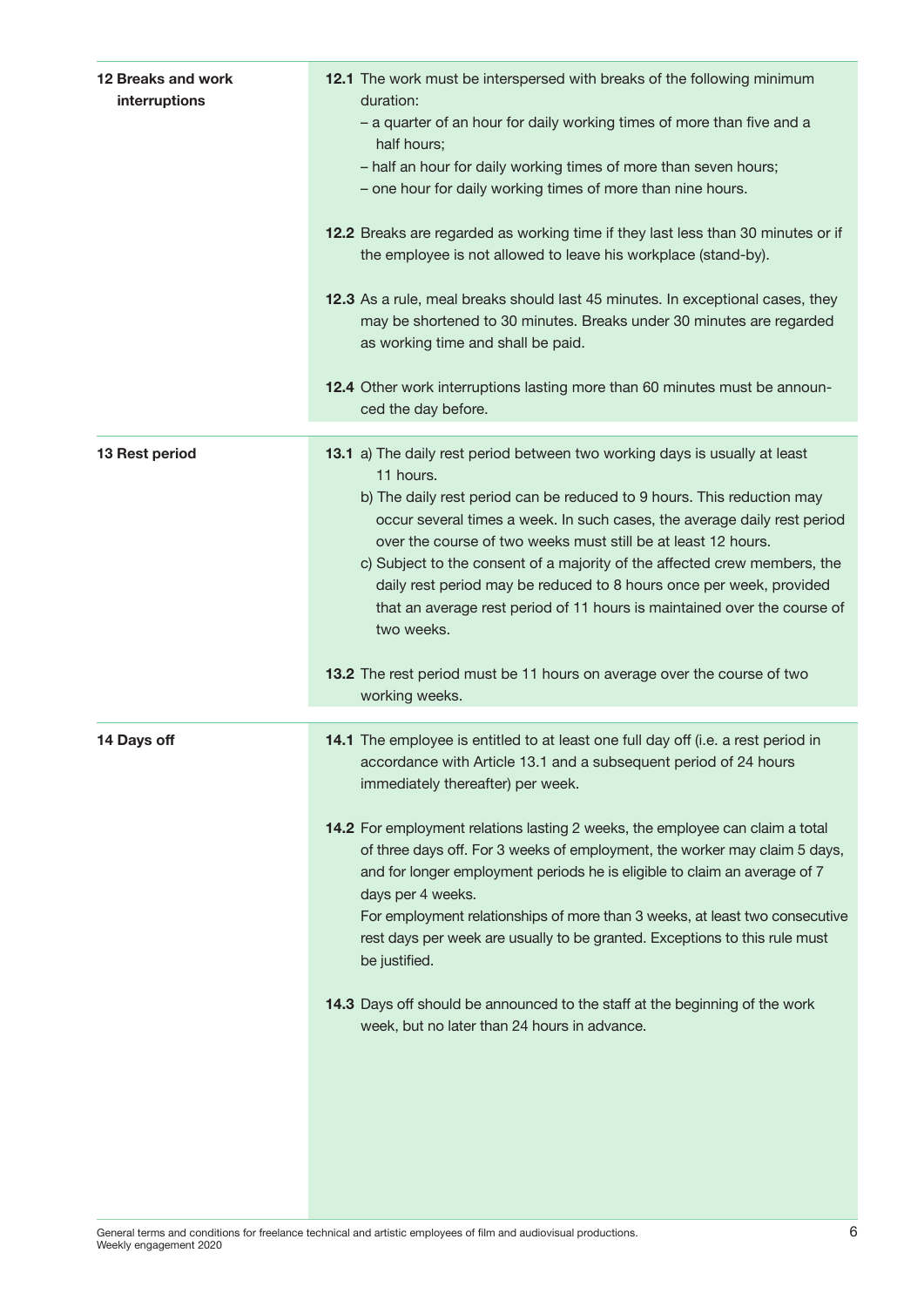## 12 Breaks and work interruptions

**12.1** The work must be interspersed with breaks of the following minimum duration:
- a quarter of an hour for daily working times of more than five and a half hours;
- half an hour for daily working times of more than seven hours;
- one hour for daily working times of more than nine hours.

**12.2** Breaks are regarded as working time if they last less than 30 minutes or if the employee is not allowed to leave his workplace (stand-by).

**12.3** As a rule, meal breaks should last 45 minutes. In exceptional cases, they may be shortened to 30 minutes. Breaks under 30 minutes are regarded as working time and shall be paid.

**12.4** Other work interruptions lasting more than 60 minutes must be announced the day before.

## 13 Rest period

**13.1** a) The daily rest period between two working days is usually at least 11 hours.

b) The daily rest period can be reduced to 9 hours. This reduction may occur several times a week. In such cases, the average daily rest period over the course of two weeks must still be at least 12 hours.

c) Subject to the consent of a majority of the affected crew members, the daily rest period may be reduced to 8 hours once per week, provided that an average rest period of 11 hours is maintained over the course of two weeks.

**13.2** The rest period must be 11 hours on average over the course of two working weeks.

## 14 Days off

**14.1** The employee is entitled to at least one full day off (i.e. a rest period in accordance with Article 13.1 and a subsequent period of 24 hours immediately thereafter) per week.

**14.2** For employment relations lasting 2 weeks, the employee can claim a total of three days off. For 3 weeks of employment, the worker may claim 5 days, and for longer employment periods he is eligible to claim an average of 7 days per 4 weeks.
For employment relationships of more than 3 weeks, at least two consecutive rest days per week are usually to be granted. Exceptions to this rule must be justified.

**14.3** Days off should be announced to the staff at the beginning of the work week, but no later than 24 hours in advance.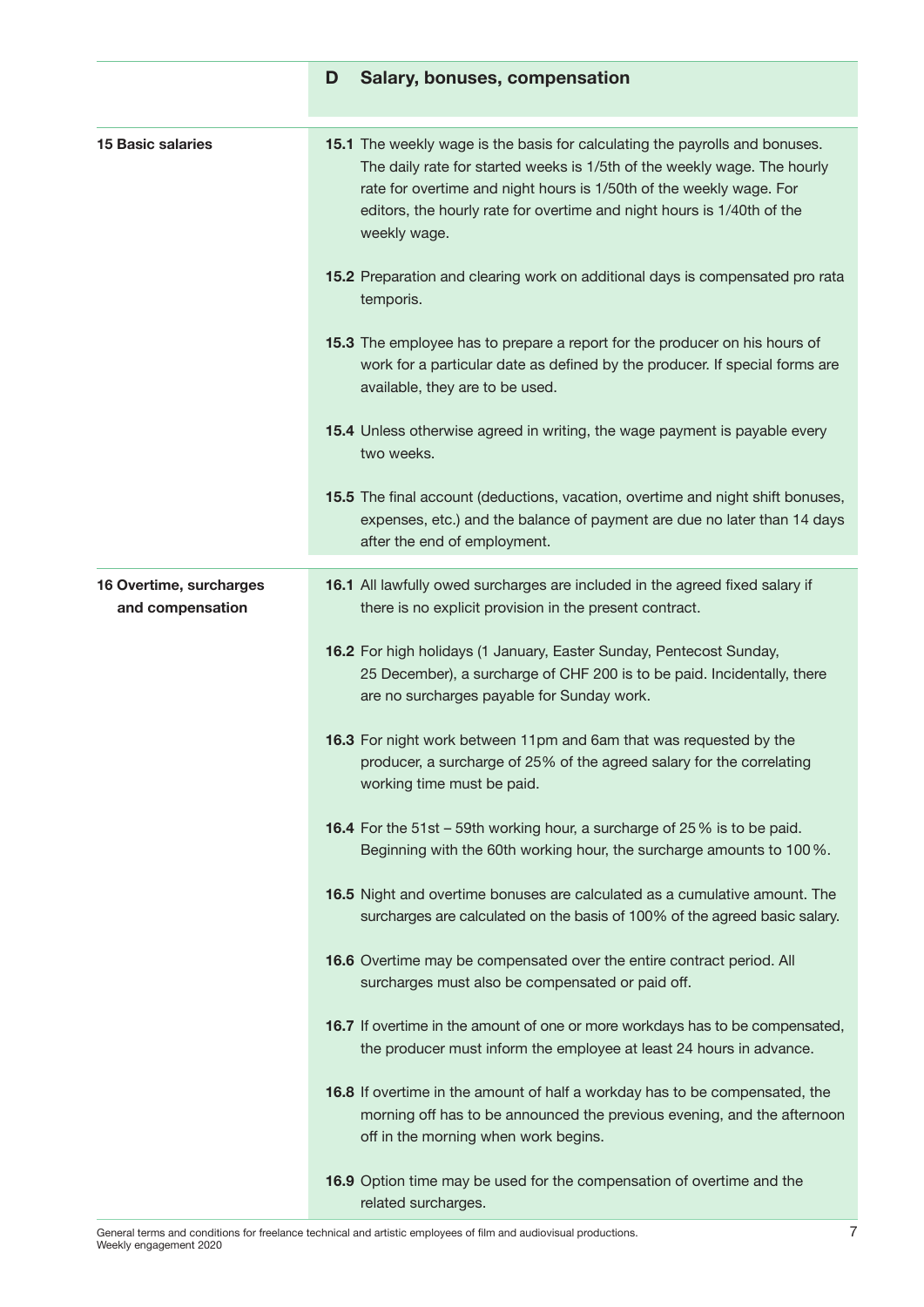## D Salary, bonuses, compensation

### 15 Basic salaries

**15.1** The weekly wage is the basis for calculating the payrolls and bonuses. The daily rate for started weeks is 1/5th of the weekly wage. The hourly rate for overtime and night hours is 1/50th of the weekly wage. For editors, the hourly rate for overtime and night hours is 1/40th of the weekly wage.

**15.2** Preparation and clearing work on additional days is compensated pro rata temporis.

**15.3** The employee has to prepare a report for the producer on his hours of work for a particular date as defined by the producer. If special forms are available, they are to be used.

**15.4** Unless otherwise agreed in writing, the wage payment is payable every two weeks.

**15.5** The final account (deductions, vacation, overtime and night shift bonuses, expenses, etc.) and the balance of payment are due no later than 14 days after the end of employment.

### 16 Overtime, surcharges and compensation

**16.1** All lawfully owed surcharges are included in the agreed fixed salary if there is no explicit provision in the present contract.

**16.2** For high holidays (1 January, Easter Sunday, Pentecost Sunday, 25 December), a surcharge of CHF 200 is to be paid. Incidentally, there are no surcharges payable for Sunday work.

**16.3** For night work between 11pm and 6am that was requested by the producer, a surcharge of 25% of the agreed salary for the correlating working time must be paid.

**16.4** For the 51st – 59th working hour, a surcharge of 25 % is to be paid. Beginning with the 60th working hour, the surcharge amounts to 100 %.

**16.5** Night and overtime bonuses are calculated as a cumulative amount. The surcharges are calculated on the basis of 100% of the agreed basic salary.

**16.6** Overtime may be compensated over the entire contract period. All surcharges must also be compensated or paid off.

**16.7** If overtime in the amount of one or more workdays has to be compensated, the producer must inform the employee at least 24 hours in advance.

**16.8** If overtime in the amount of half a workday has to be compensated, the morning off has to be announced the previous evening, and the afternoon off in the morning when work begins.

**16.9** Option time may be used for the compensation of overtime and the related surcharges.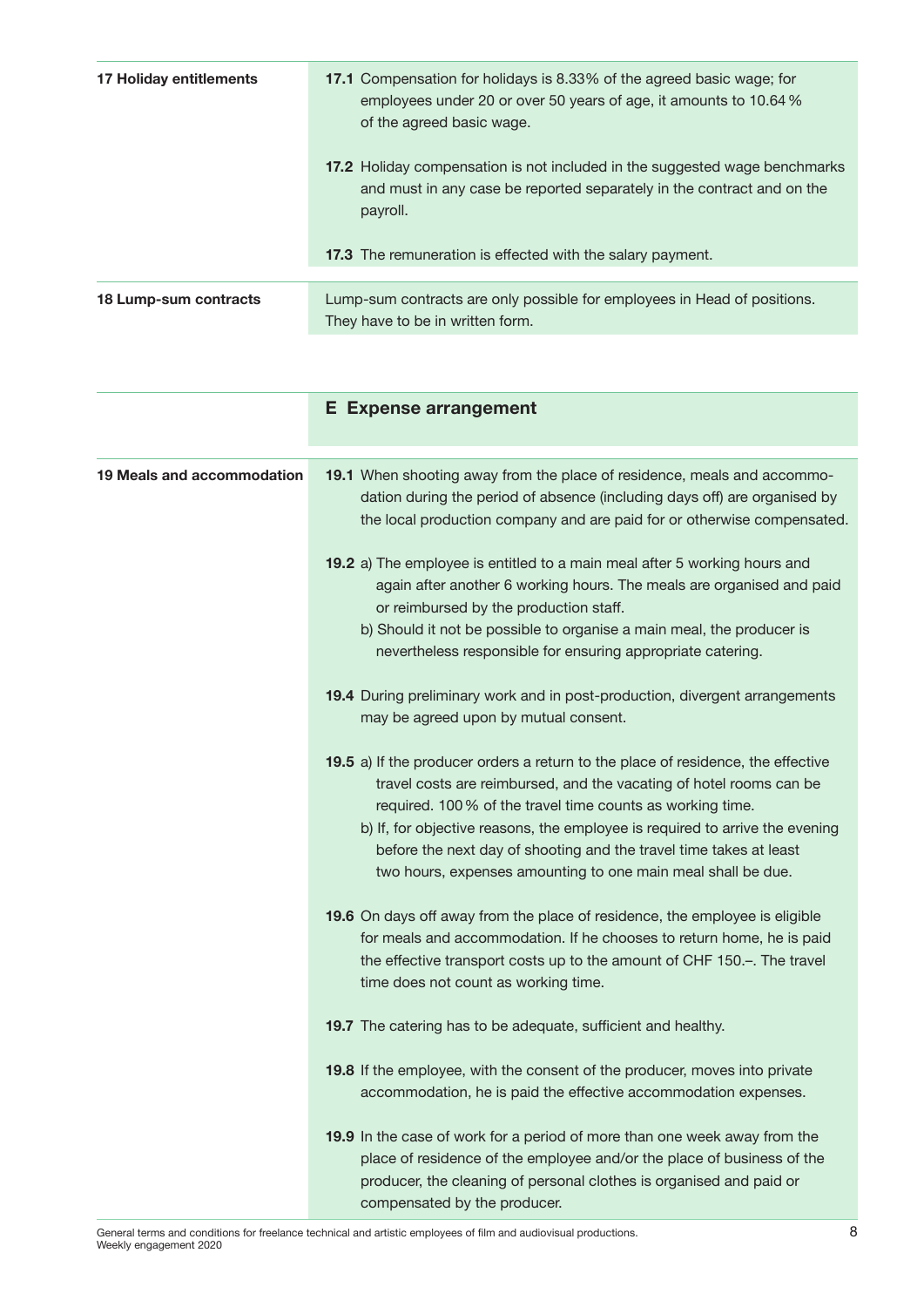**17 Holiday entitlements**

**17.1** Compensation for holidays is 8.33% of the agreed basic wage; for employees under 20 or over 50 years of age, it amounts to 10.64 % of the agreed basic wage.

**17.2** Holiday compensation is not included in the suggested wage benchmarks and must in any case be reported separately in the contract and on the payroll.

**17.3** The remuneration is effected with the salary payment.

**18 Lump-sum contracts**

Lump-sum contracts are only possible for employees in Head of positions. They have to be in written form.

## E Expense arrangement

**19 Meals and accommodation**

**19.1** When shooting away from the place of residence, meals and accommodation during the period of absence (including days off) are organised by the local production company and are paid for or otherwise compensated.

**19.2** a) The employee is entitled to a main meal after 5 working hours and again after another 6 working hours. The meals are organised and paid or reimbursed by the production staff.
b) Should it not be possible to organise a main meal, the producer is nevertheless responsible for ensuring appropriate catering.

**19.4** During preliminary work and in post-production, divergent arrangements may be agreed upon by mutual consent.

**19.5** a) If the producer orders a return to the place of residence, the effective travel costs are reimbursed, and the vacating of hotel rooms can be required. 100 % of the travel time counts as working time.
b) If, for objective reasons, the employee is required to arrive the evening before the next day of shooting and the travel time takes at least two hours, expenses amounting to one main meal shall be due.

**19.6** On days off away from the place of residence, the employee is eligible for meals and accommodation. If he chooses to return home, he is paid the effective transport costs up to the amount of CHF 150.–. The travel time does not count as working time.

**19.7** The catering has to be adequate, sufficient and healthy.

**19.8** If the employee, with the consent of the producer, moves into private accommodation, he is paid the effective accommodation expenses.

**19.9** In the case of work for a period of more than one week away from the place of residence of the employee and/or the place of business of the producer, the cleaning of personal clothes is organised and paid or compensated by the producer.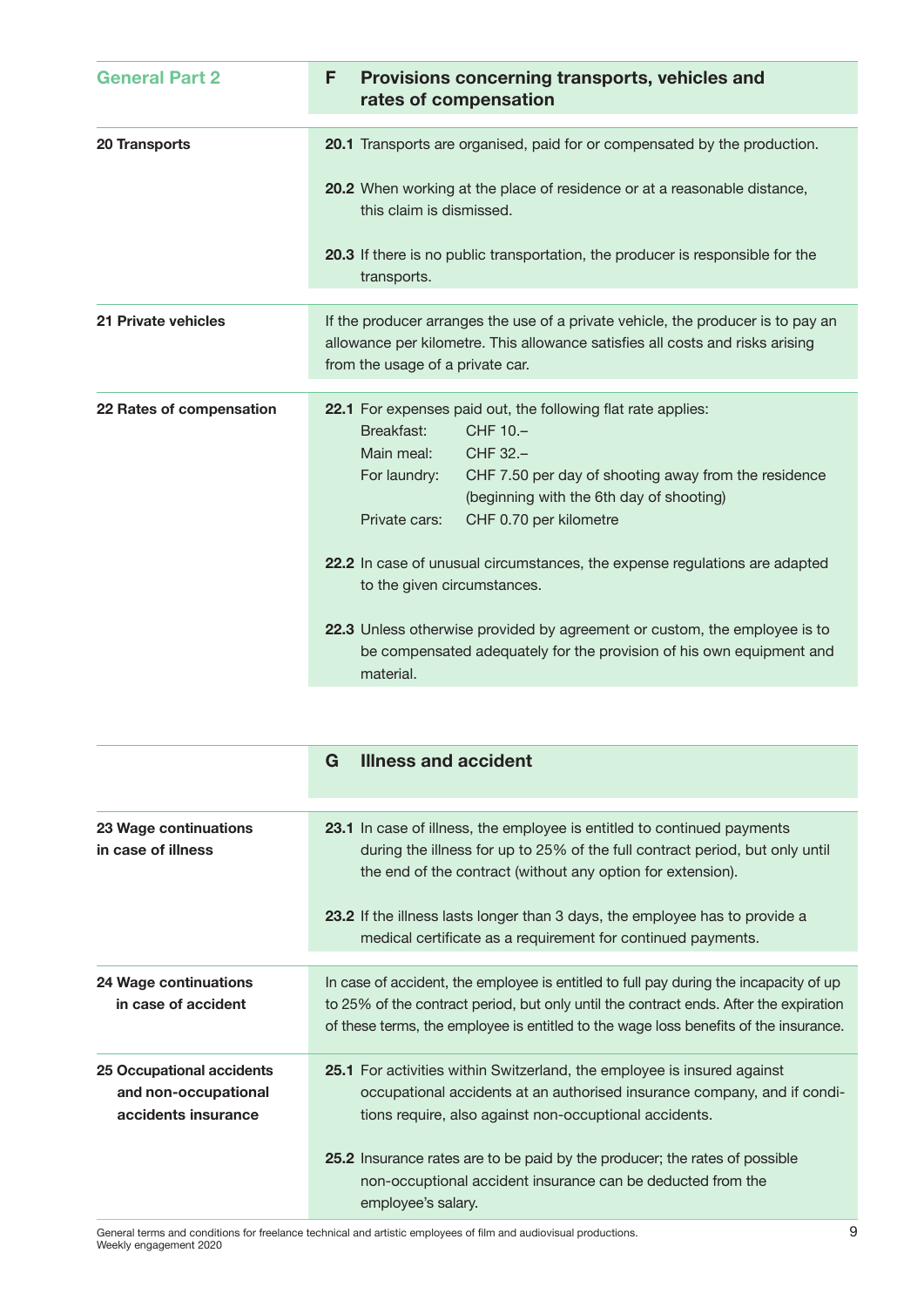## General Part 2

## F Provisions concerning transports, vehicles and rates of compensation

### 20 Transports

**20.1** Transports are organised, paid for or compensated by the production.

**20.2** When working at the place of residence or at a reasonable distance, this claim is dismissed.

**20.3** If there is no public transportation, the producer is responsible for the transports.

### 21 Private vehicles

If the producer arranges the use of a private vehicle, the producer is to pay an allowance per kilometre. This allowance satisfies all costs and risks arising from the usage of a private car.

### 22 Rates of compensation

**22.1** For expenses paid out, the following flat rate applies:

| | |
|---|---|
| Breakfast: | CHF 10.– |
| Main meal: | CHF 32.– |
| For laundry: | CHF 7.50 per day of shooting away from the residence (beginning with the 6th day of shooting) |
| Private cars: | CHF 0.70 per kilometre |

**22.2** In case of unusual circumstances, the expense regulations are adapted to the given circumstances.

**22.3** Unless otherwise provided by agreement or custom, the employee is to be compensated adequately for the provision of his own equipment and material.

## G Illness and accident

### 23 Wage continuations in case of illness

**23.1** In case of illness, the employee is entitled to continued payments during the illness for up to 25% of the full contract period, but only until the end of the contract (without any option for extension).

**23.2** If the illness lasts longer than 3 days, the employee has to provide a medical certificate as a requirement for continued payments.

### 24 Wage continuations in case of accident

In case of accident, the employee is entitled to full pay during the incapacity of up to 25% of the contract period, but only until the contract ends. After the expiration of these terms, the employee is entitled to the wage loss benefits of the insurance.

### 25 Occupational accidents and non-occupational accidents insurance

**25.1** For activities within Switzerland, the employee is insured against occupational accidents at an authorised insurance company, and if conditions require, also against non-occuptional accidents.

**25.2** Insurance rates are to be paid by the producer; the rates of possible non-occuptional accident insurance can be deducted from the employee's salary.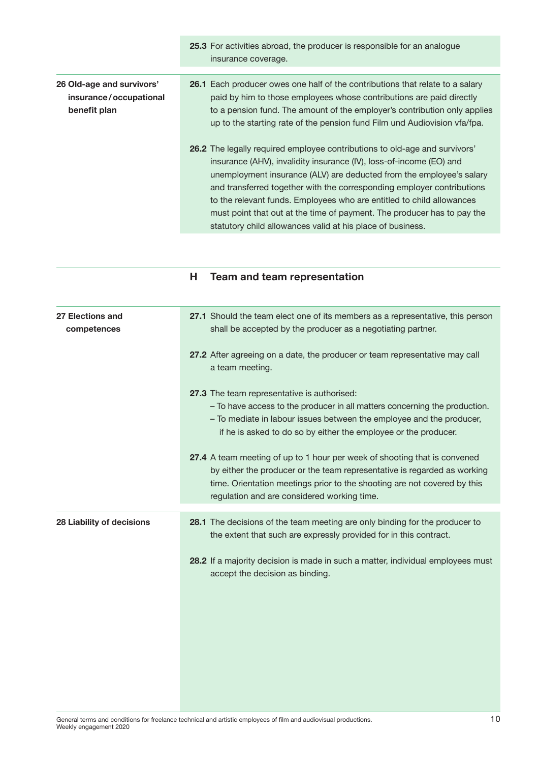**25.3** For activities abroad, the producer is responsible for an analogue insurance coverage.

### 26 Old-age and survivors' insurance / occupational benefit plan

**26.1** Each producer owes one half of the contributions that relate to a salary paid by him to those employees whose contributions are paid directly to a pension fund. The amount of the employer's contribution only applies up to the starting rate of the pension fund Film und Audiovision vfa/fpa.

**26.2** The legally required employee contributions to old-age and survivors' insurance (AHV), invalidity insurance (IV), loss-of-income (EO) and unemployment insurance (ALV) are deducted from the employee's salary and transferred together with the corresponding employer contributions to the relevant funds. Employees who are entitled to child allowances must point that out at the time of payment. The producer has to pay the statutory child allowances valid at his place of business.

## H Team and team representation

### 27 Elections and competences

**27.1** Should the team elect one of its members as a representative, this person shall be accepted by the producer as a negotiating partner.

**27.2** After agreeing on a date, the producer or team representative may call a team meeting.

**27.3** The team representative is authorised:
- To have access to the producer in all matters concerning the production.
- To mediate in labour issues between the employee and the producer, if he is asked to do so by either the employee or the producer.

**27.4** A team meeting of up to 1 hour per week of shooting that is convened by either the producer or the team representative is regarded as working time. Orientation meetings prior to the shooting are not covered by this regulation and are considered working time.

### 28 Liability of decisions

**28.1** The decisions of the team meeting are only binding for the producer to the extent that such are expressly provided for in this contract.

**28.2** If a majority decision is made in such a matter, individual employees must accept the decision as binding.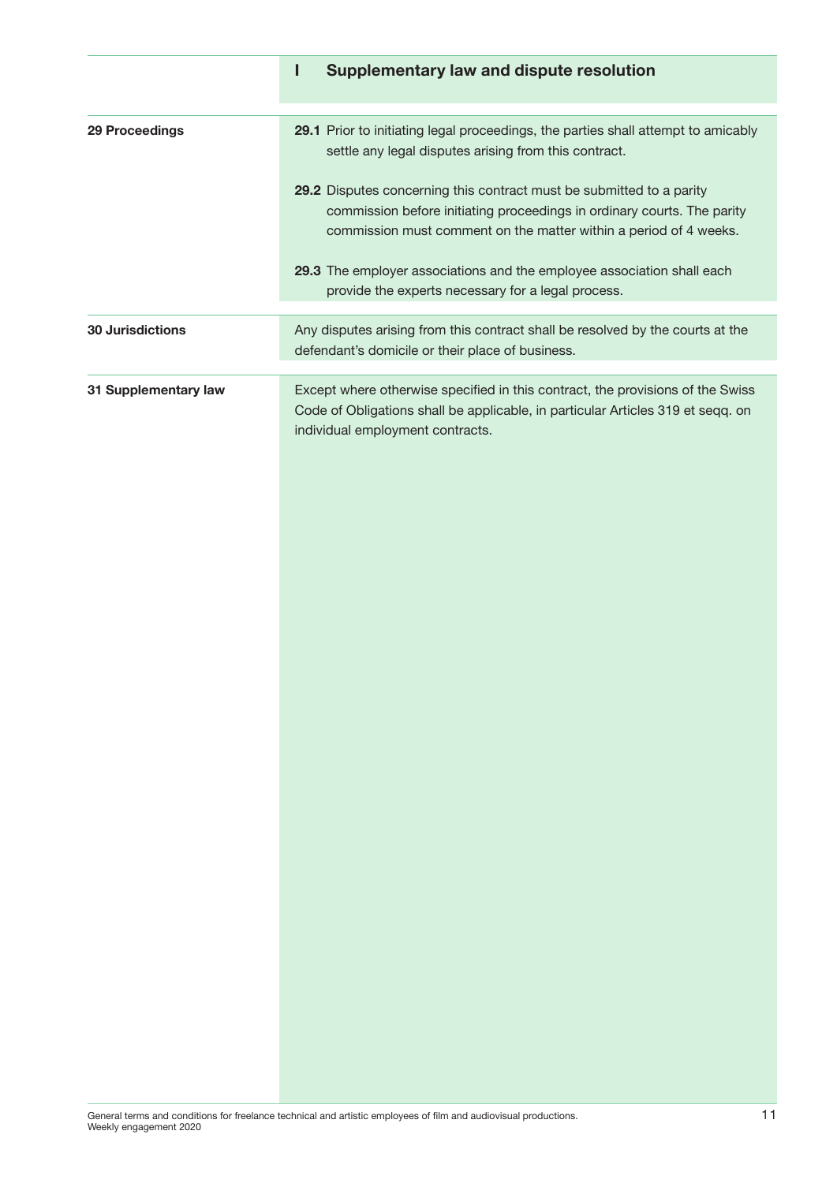## I Supplementary law and dispute resolution

**29 Proceedings**

**29.1** Prior to initiating legal proceedings, the parties shall attempt to amicably settle any legal disputes arising from this contract.

**29.2** Disputes concerning this contract must be submitted to a parity commission before initiating proceedings in ordinary courts. The parity commission must comment on the matter within a period of 4 weeks.

**29.3** The employer associations and the employee association shall each provide the experts necessary for a legal process.

**30 Jurisdictions**

Any disputes arising from this contract shall be resolved by the courts at the defendant's domicile or their place of business.

**31 Supplementary law**

Except where otherwise specified in this contract, the provisions of the Swiss Code of Obligations shall be applicable, in particular Articles 319 et seqq. on individual employment contracts.